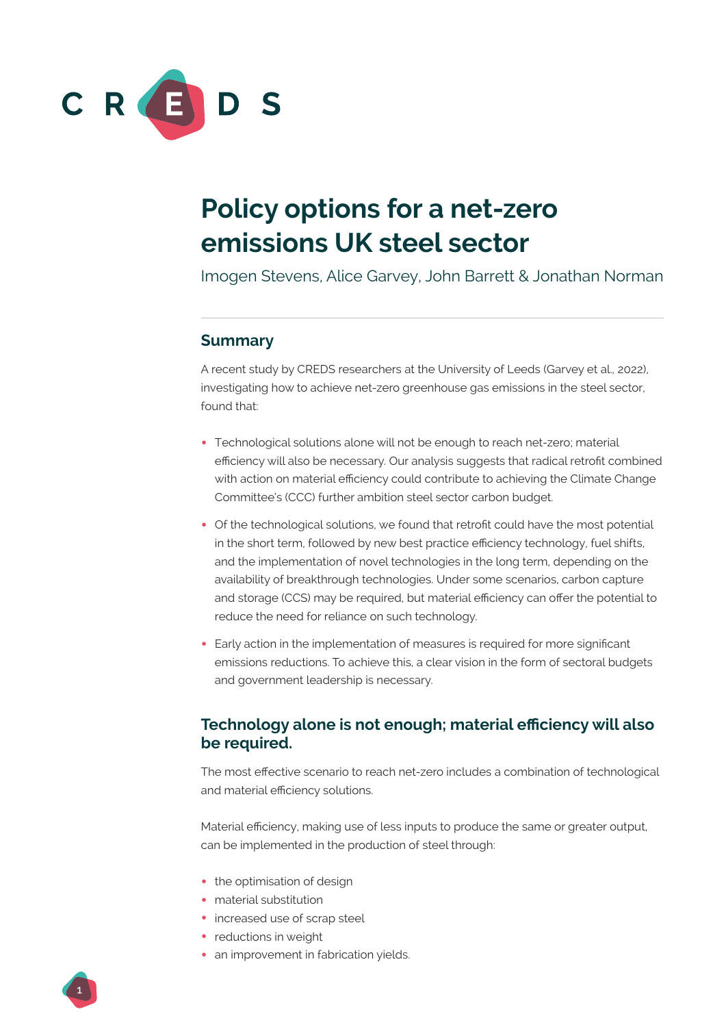# Policy options for a net-zero emissions UK steel sector

Imogen Stevens, Alice Garvey, John Barrett & Jonathan Norman

## Summary

A recent study by CREDS researchers at the University of Leeds (Garvey et al., 2022), investigating how to achieve net-zero greenhouse gas emissions in the steel sector, found that:

- Technological solutions alone will not be enough to reach net-zero; material efficiency will also be necessary. Our analysis suggests that radical retrofit combined with action on material efficiency could contribute to achieving the Climate Change Committee's (CCC) further ambition steel sector carbon budget.
- Of the technological solutions, we found that retrofit could have the most potential in the short term, followed by new best practice efficiency technology, fuel shifts, and the implementation of novel technologies in the long term, depending on the availability of breakthrough technologies. Under some scenarios, carbon capture and storage (CCS) may be required, but material efficiency can offer the potential to reduce the need for reliance on such technology.
- Early action in the implementation of measures is required for more significant emissions reductions. To achieve this, a clear vision in the form of sectoral budgets and government leadership is necessary.

## Technology alone is not enough; material efficiency will also be required.

The most effective scenario to reach net-zero includes a combination of technological and material efficiency solutions.

Material efficiency, making use of less inputs to produce the same or greater output, can be implemented in the production of steel through:

- the optimisation of design
- material substitution
- increased use of scrap steel
- reductions in weight
- an improvement in fabrication yields.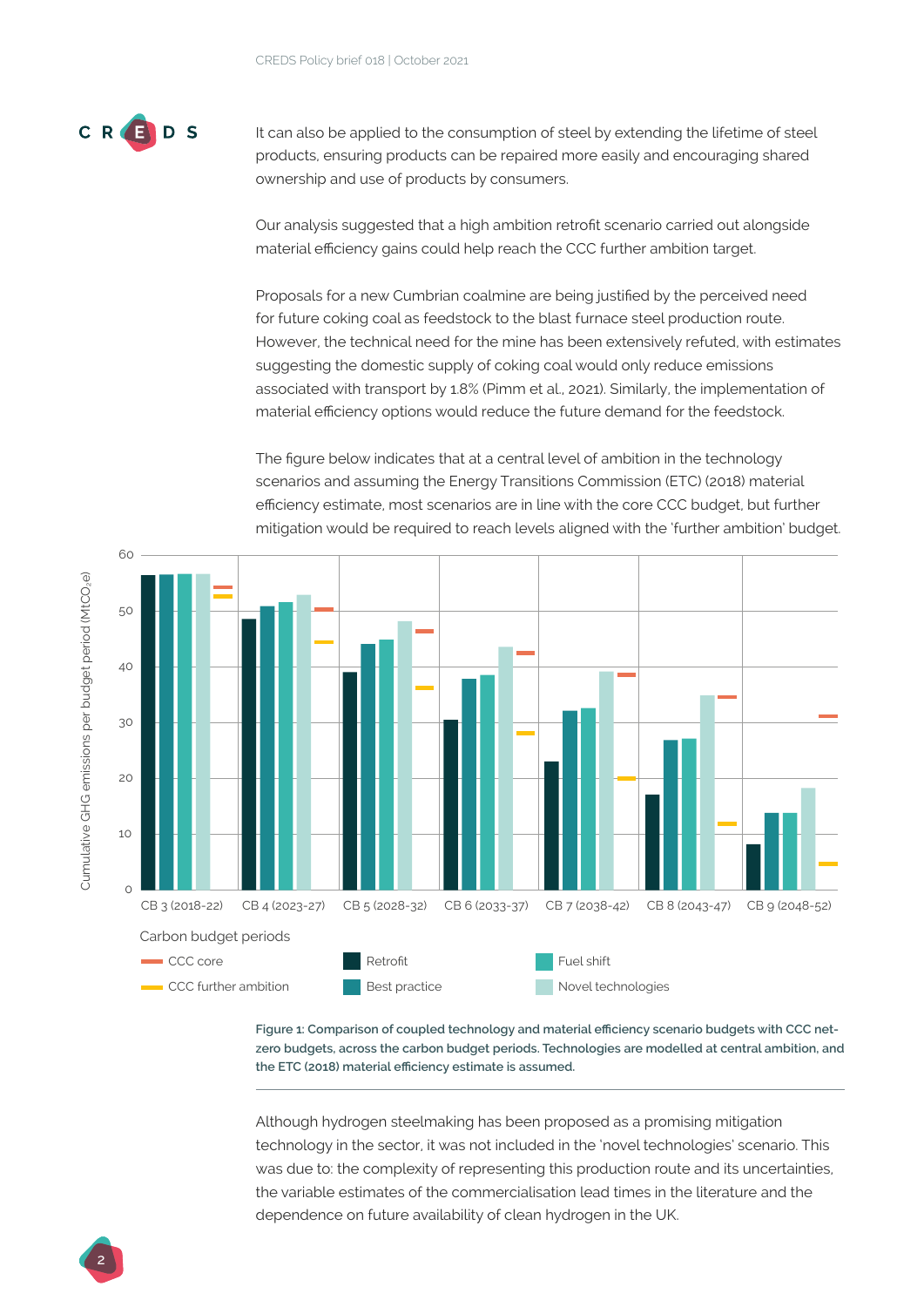It can also be applied to the consumption of steel by extending the lifetime of steel products, ensuring products can be repaired more easily and encouraging shared ownership and use of products by consumers.

Our analysis suggested that a high ambition retrofit scenario carried out alongside material efficiency gains could help reach the CCC further ambition target.

Proposals for a new Cumbrian coalmine are being justified by the perceived need for future coking coal as feedstock to the blast furnace steel production route. However, the technical need for the mine has been extensively refuted, with estimates suggesting the domestic supply of coking coal would only reduce emissions associated with transport by 1.8% (Pimm et al., 2021). Similarly, the implementation of material efficiency options would reduce the future demand for the feedstock.

The figure below indicates that at a central level of ambition in the technology scenarios and assuming the Energy Transitions Commission (ETC) (2018) material efficiency estimate, most scenarios are in line with the core CCC budget, but further mitigation would be required to reach levels aligned with the 'further ambition' budget.

Figure 1: Comparison of coupled technology and material efficiency scenario budgets with CCC net-zero budgets, across the carbon budget periods. Technologies are modelled at central ambition, and the ETC (2018) material efficiency estimate is assumed.

Although hydrogen steelmaking has been proposed as a promising mitigation technology in the sector, it was not included in the 'novel technologies' scenario. This was due to: the complexity of representing this production route and its uncertainties, the variable estimates of the commercialisation lead times in the literature and the dependence on future availability of clean hydrogen in the UK.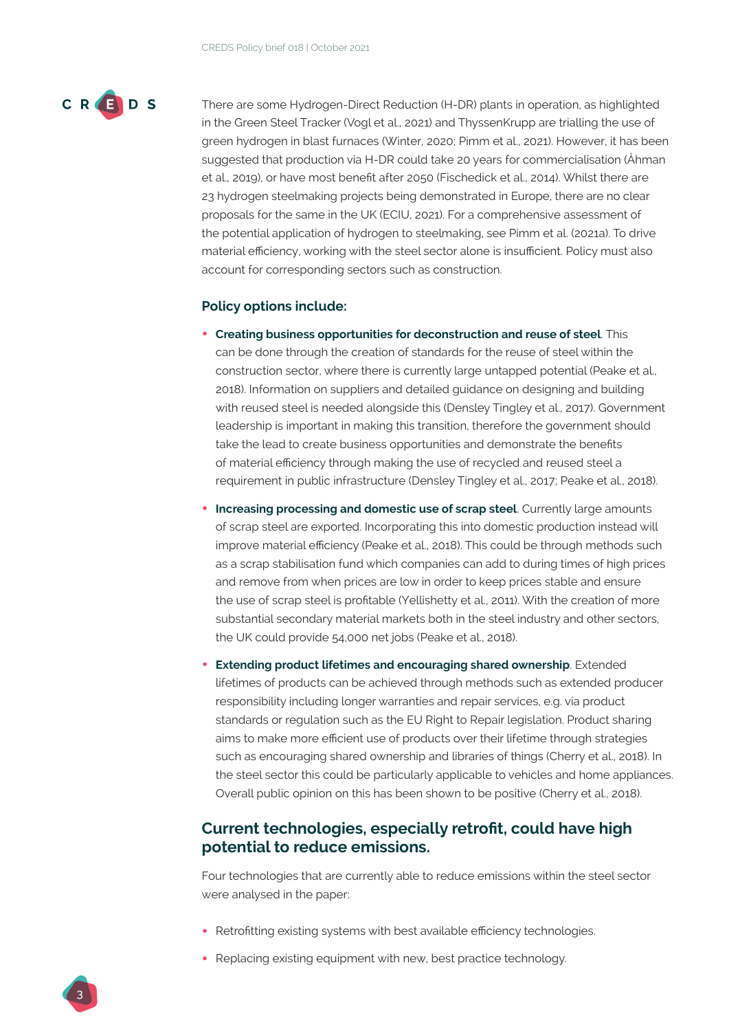There are some Hydrogen-Direct Reduction (H-DR) plants in operation, as highlighted in the Green Steel Tracker (Vogl et al., 2021) and ThyssenKrupp are trialling the use of green hydrogen in blast furnaces (Winter, 2020; Pimm et al., 2021). However, it has been suggested that production via H-DR could take 20 years for commercialisation (Åhman et al., 2019), or have most benefit after 2050 (Fischedick et al., 2014). Whilst there are 23 hydrogen steelmaking projects being demonstrated in Europe, there are no clear proposals for the same in the UK (ECIU, 2021). For a comprehensive assessment of the potential application of hydrogen to steelmaking, see Pimm et al. (2021a). To drive material efficiency, working with the steel sector alone is insufficient. Policy must also account for corresponding sectors such as construction.

### Policy options include:

- **Creating business opportunities for deconstruction and reuse of steel**. This can be done through the creation of standards for the reuse of steel within the construction sector, where there is currently large untapped potential (Peake et al., 2018). Information on suppliers and detailed guidance on designing and building with reused steel is needed alongside this (Densley Tingley et al., 2017). Government leadership is important in making this transition, therefore the government should take the lead to create business opportunities and demonstrate the benefits of material efficiency through making the use of recycled and reused steel a requirement in public infrastructure (Densley Tingley et al., 2017; Peake et al., 2018).
- **Increasing processing and domestic use of scrap steel**. Currently large amounts of scrap steel are exported. Incorporating this into domestic production instead will improve material efficiency (Peake et al., 2018). This could be through methods such as a scrap stabilisation fund which companies can add to during times of high prices and remove from when prices are low in order to keep prices stable and ensure the use of scrap steel is profitable (Yellishetty et al., 2011). With the creation of more substantial secondary material markets both in the steel industry and other sectors, the UK could provide 54,000 net jobs (Peake et al., 2018).
- **Extending product lifetimes and encouraging shared ownership**. Extended lifetimes of products can be achieved through methods such as extended producer responsibility including longer warranties and repair services, e.g. via product standards or regulation such as the EU Right to Repair legislation. Product sharing aims to make more efficient use of products over their lifetime through strategies such as encouraging shared ownership and libraries of things (Cherry et al., 2018). In the steel sector this could be particularly applicable to vehicles and home appliances. Overall public opinion on this has been shown to be positive (Cherry et al., 2018).

## Current technologies, especially retrofit, could have high potential to reduce emissions.

Four technologies that are currently able to reduce emissions within the steel sector were analysed in the paper:

- Retrofitting existing systems with best available efficiency technologies.
- Replacing existing equipment with new, best practice technology.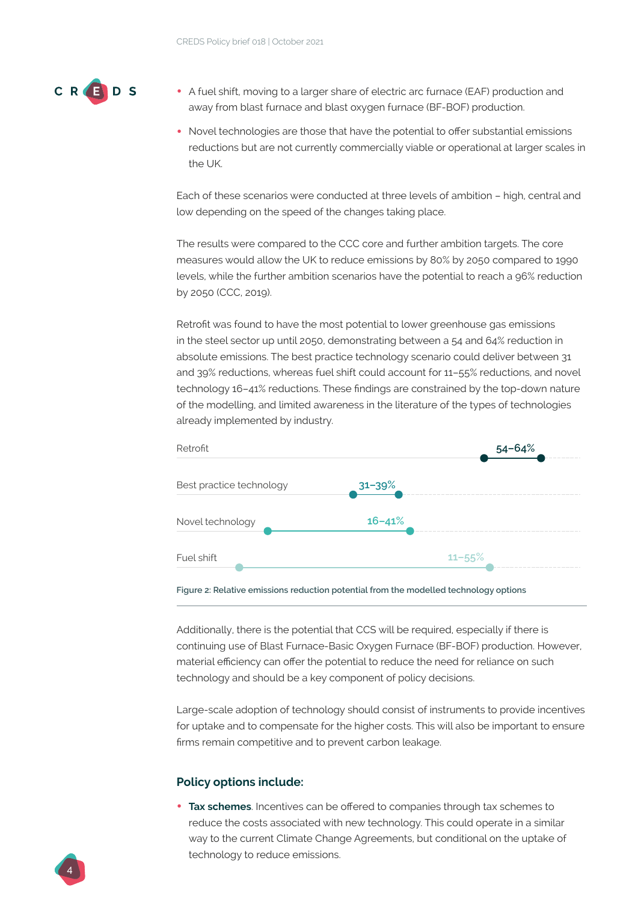- A fuel shift, moving to a larger share of electric arc furnace (EAF) production and away from blast furnace and blast oxygen furnace (BF-BOF) production.
- Novel technologies are those that have the potential to offer substantial emissions reductions but are not currently commercially viable or operational at larger scales in the UK.

Each of these scenarios were conducted at three levels of ambition – high, central and low depending on the speed of the changes taking place.

The results were compared to the CCC core and further ambition targets. The core measures would allow the UK to reduce emissions by 80% by 2050 compared to 1990 levels, while the further ambition scenarios have the potential to reach a 96% reduction by 2050 (CCC, 2019).

Retrofit was found to have the most potential to lower greenhouse gas emissions in the steel sector up until 2050, demonstrating between a 54 and 64% reduction in absolute emissions. The best practice technology scenario could deliver between 31 and 39% reductions, whereas fuel shift could account for 11–55% reductions, and novel technology 16–41% reductions. These findings are constrained by the top-down nature of the modelling, and limited awareness in the literature of the types of technologies already implemented by industry.

| Option | Emissions reduction |
|---|---|
| Retrofit | 54–64% |
| Best practice technology | 31–39% |
| Novel technology | 16–41% |
| Fuel shift | 11–55% |

Figure 2: Relative emissions reduction potential from the modelled technology options

Additionally, there is the potential that CCS will be required, especially if there is continuing use of Blast Furnace-Basic Oxygen Furnace (BF-BOF) production. However, material efficiency can offer the potential to reduce the need for reliance on such technology and should be a key component of policy decisions.

Large-scale adoption of technology should consist of instruments to provide incentives for uptake and to compensate for the higher costs. This will also be important to ensure firms remain competitive and to prevent carbon leakage.

### Policy options include:

- **Tax schemes**. Incentives can be offered to companies through tax schemes to reduce the costs associated with new technology. This could operate in a similar way to the current Climate Change Agreements, but conditional on the uptake of technology to reduce emissions.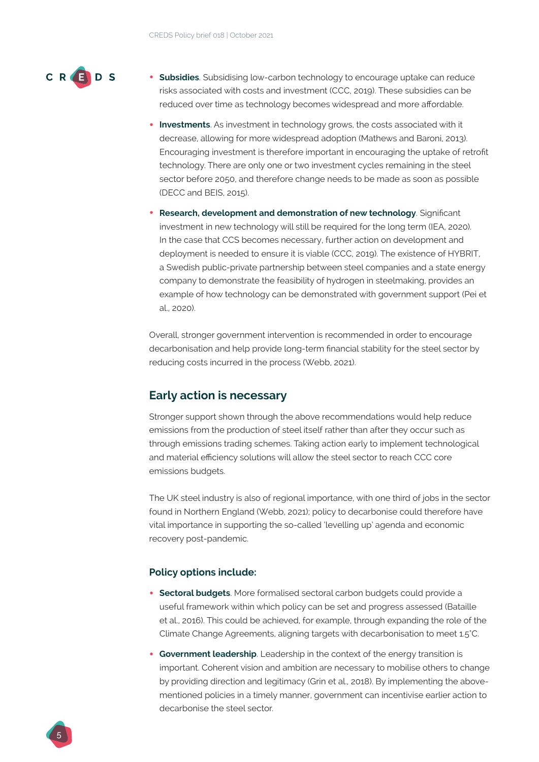- **Subsidies**. Subsidising low-carbon technology to encourage uptake can reduce risks associated with costs and investment (CCC, 2019). These subsidies can be reduced over time as technology becomes widespread and more affordable.
- **Investments**. As investment in technology grows, the costs associated with it decrease, allowing for more widespread adoption (Mathews and Baroni, 2013). Encouraging investment is therefore important in encouraging the uptake of retrofit technology. There are only one or two investment cycles remaining in the steel sector before 2050, and therefore change needs to be made as soon as possible (DECC and BEIS, 2015).
- **Research, development and demonstration of new technology**. Significant investment in new technology will still be required for the long term (IEA, 2020). In the case that CCS becomes necessary, further action on development and deployment is needed to ensure it is viable (CCC, 2019). The existence of HYBRIT, a Swedish public-private partnership between steel companies and a state energy company to demonstrate the feasibility of hydrogen in steelmaking, provides an example of how technology can be demonstrated with government support (Pei et al., 2020).

Overall, stronger government intervention is recommended in order to encourage decarbonisation and help provide long-term financial stability for the steel sector by reducing costs incurred in the process (Webb, 2021).

## Early action is necessary

Stronger support shown through the above recommendations would help reduce emissions from the production of steel itself rather than after they occur such as through emissions trading schemes. Taking action early to implement technological and material efficiency solutions will allow the steel sector to reach CCC core emissions budgets.

The UK steel industry is also of regional importance, with one third of jobs in the sector found in Northern England (Webb, 2021); policy to decarbonise could therefore have vital importance in supporting the so-called 'levelling up' agenda and economic recovery post-pandemic.

### Policy options include:

- **Sectoral budgets**. More formalised sectoral carbon budgets could provide a useful framework within which policy can be set and progress assessed (Bataille et al., 2016). This could be achieved, for example, through expanding the role of the Climate Change Agreements, aligning targets with decarbonisation to meet 1.5°C.
- **Government leadership**. Leadership in the context of the energy transition is important. Coherent vision and ambition are necessary to mobilise others to change by providing direction and legitimacy (Grin et al., 2018). By implementing the above-mentioned policies in a timely manner, government can incentivise earlier action to decarbonise the steel sector.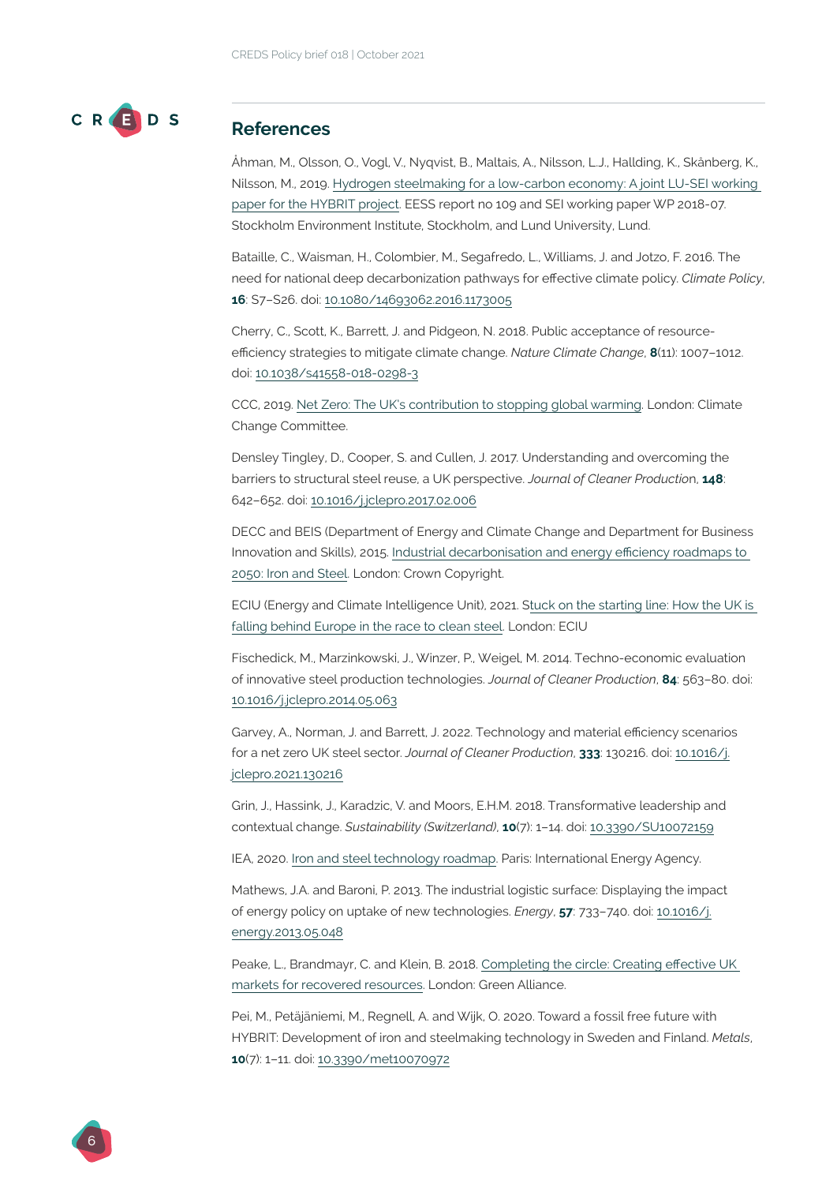## References

Åhman, M., Olsson, O., Vogl, V., Nyqvist, B., Maltais, A., Nilsson, L.J., Hallding, K., Skånberg, K., Nilsson, M., 2019. Hydrogen steelmaking for a low-carbon economy: A joint LU-SEI working paper for the HYBRIT project. EESS report no 109 and SEI working paper WP 2018-07. Stockholm Environment Institute, Stockholm, and Lund University, Lund.

Bataille, C., Waisman, H., Colombier, M., Segafredo, L., Williams, J. and Jotzo, F. 2016. The need for national deep decarbonization pathways for effective climate policy. *Climate Policy*, **16**: S7–S26. doi: 10.1080/14693062.2016.1173005

Cherry, C., Scott, K., Barrett, J. and Pidgeon, N. 2018. Public acceptance of resource-efficiency strategies to mitigate climate change. *Nature Climate Change*, **8**(11): 1007–1012. doi: 10.1038/s41558-018-0298-3

CCC, 2019. Net Zero: The UK's contribution to stopping global warming. London: Climate Change Committee.

Densley Tingley, D., Cooper, S. and Cullen, J. 2017. Understanding and overcoming the barriers to structural steel reuse, a UK perspective. *Journal of Cleaner Production*, **148**: 642–652. doi: 10.1016/j.jclepro.2017.02.006

DECC and BEIS (Department of Energy and Climate Change and Department for Business Innovation and Skills), 2015. Industrial decarbonisation and energy efficiency roadmaps to 2050: Iron and Steel. London: Crown Copyright.

ECIU (Energy and Climate Intelligence Unit), 2021. Stuck on the starting line: How the UK is falling behind Europe in the race to clean steel. London: ECIU

Fischedick, M., Marzinkowski, J., Winzer, P., Weigel, M. 2014. Techno-economic evaluation of innovative steel production technologies. *Journal of Cleaner Production*, **84**: 563–80. doi: 10.1016/j.jclepro.2014.05.063

Garvey, A., Norman, J. and Barrett, J. 2022. Technology and material efficiency scenarios for a net zero UK steel sector. *Journal of Cleaner Production*, **333**: 130216. doi: 10.1016/j.jclepro.2021.130216

Grin, J., Hassink, J., Karadzic, V. and Moors, E.H.M. 2018. Transformative leadership and contextual change. *Sustainability (Switzerland)*, **10**(7): 1–14. doi: 10.3390/SU10072159

IEA, 2020. Iron and steel technology roadmap. Paris: International Energy Agency.

Mathews, J.A. and Baroni, P. 2013. The industrial logistic surface: Displaying the impact of energy policy on uptake of new technologies. *Energy*, **57**: 733–740. doi: 10.1016/j.energy.2013.05.048

Peake, L., Brandmayr, C. and Klein, B. 2018. Completing the circle: Creating effective UK markets for recovered resources. London: Green Alliance.

Pei, M., Petäjäniemi, M., Regnell, A. and Wijk, O. 2020. Toward a fossil free future with HYBRIT: Development of iron and steelmaking technology in Sweden and Finland. *Metals*, **10**(7): 1–11. doi: 10.3390/met10070972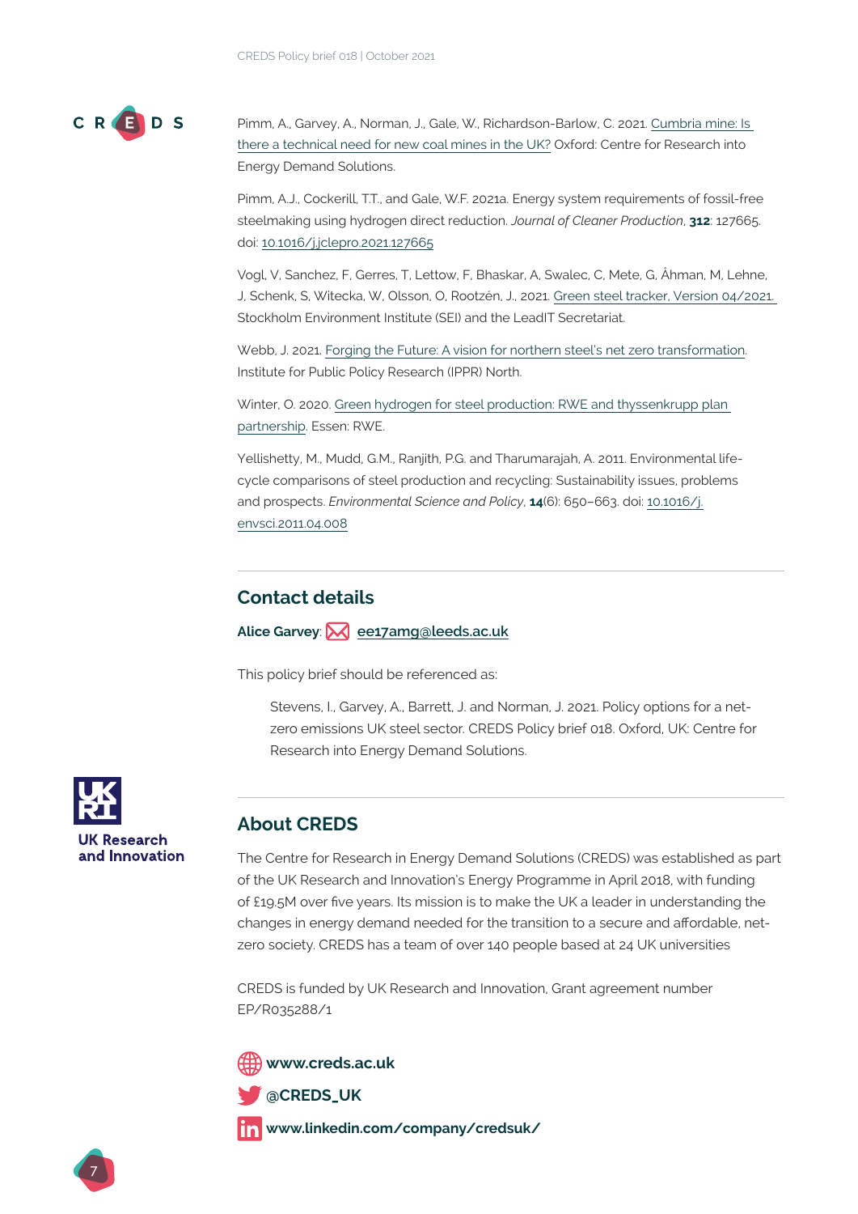Pimm, A., Garvey, A., Norman, J., Gale, W., Richardson-Barlow, C. 2021. Cumbria mine: Is there a technical need for new coal mines in the UK? Oxford: Centre for Research into Energy Demand Solutions.

Pimm, A.J., Cockerill, T.T., and Gale, W.F. 2021a. Energy system requirements of fossil-free steelmaking using hydrogen direct reduction. *Journal of Cleaner Production*, **312**: 127665. doi: 10.1016/j.jclepro.2021.127665

Vogl, V, Sanchez, F, Gerres, T, Lettow, F, Bhaskar, A, Swalec, C, Mete, G, Åhman, M, Lehne, J, Schenk, S, Witecka, W, Olsson, O, Rootzén, J., 2021. Green steel tracker, Version 04/2021. Stockholm Environment Institute (SEI) and the LeadIT Secretariat.

Webb, J. 2021. Forging the Future: A vision for northern steel's net zero transformation. Institute for Public Policy Research (IPPR) North.

Winter, O. 2020. Green hydrogen for steel production: RWE and thyssenkrupp plan partnership. Essen: RWE.

Yellishetty, M., Mudd, G.M., Ranjith, P.G. and Tharumarajah, A. 2011. Environmental life-cycle comparisons of steel production and recycling: Sustainability issues, problems and prospects. *Environmental Science and Policy*, **14**(6): 650–663. doi: 10.1016/j.envsci.2011.04.008

## Contact details

**Alice Garvey**: ee17amg@leeds.ac.uk

This policy brief should be referenced as:

> Stevens, I., Garvey, A., Barrett, J. and Norman, J. 2021. Policy options for a net-zero emissions UK steel sector. CREDS Policy brief 018. Oxford, UK: Centre for Research into Energy Demand Solutions.

UK Research and Innovation

## About CREDS

The Centre for Research in Energy Demand Solutions (CREDS) was established as part of the UK Research and Innovation's Energy Programme in April 2018, with funding of £19.5M over five years. Its mission is to make the UK a leader in understanding the changes in energy demand needed for the transition to a secure and affordable, net-zero society. CREDS has a team of over 140 people based at 24 UK universities

CREDS is funded by UK Research and Innovation, Grant agreement number EP/R035288/1

**www.creds.ac.uk**

**@CREDS_UK**

**www.linkedin.com/company/credsuk/**